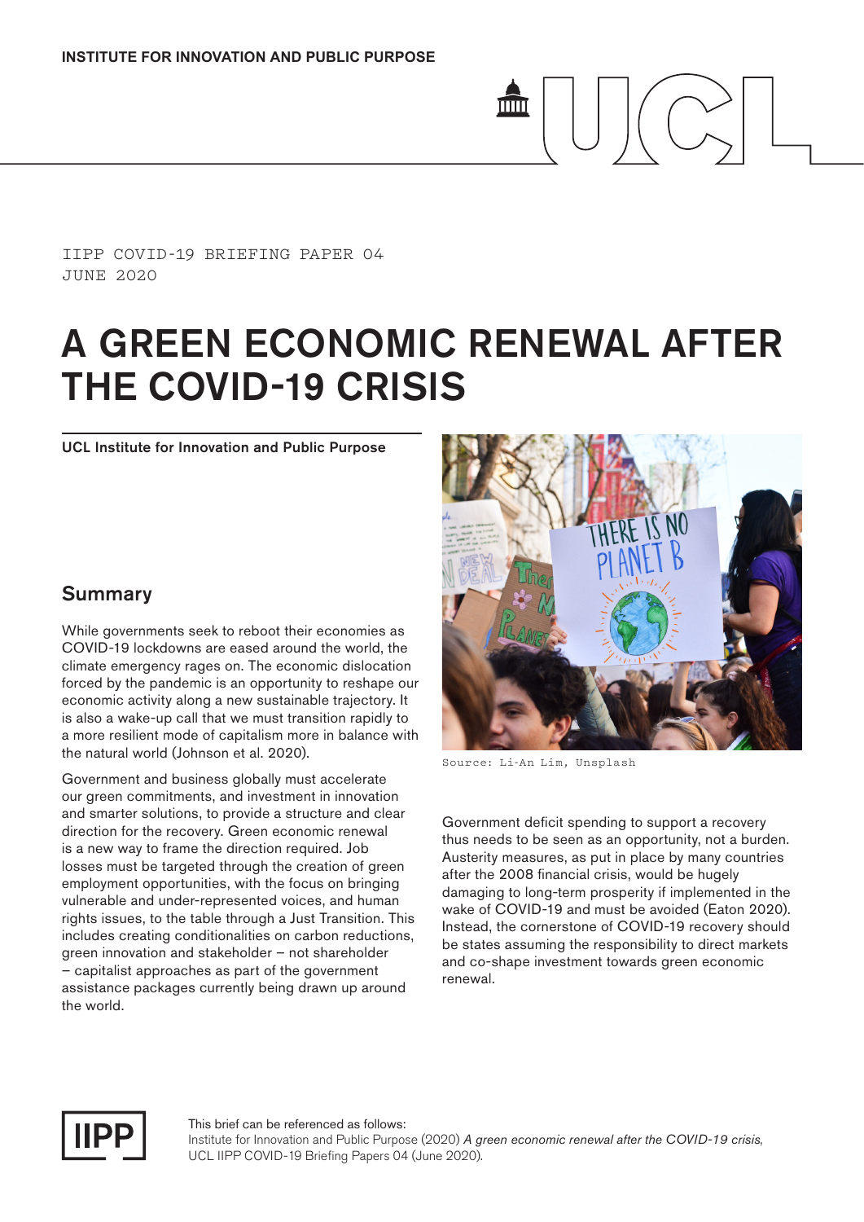INSTITUTE FOR INNOVATION AND PUBLIC PURPOSE

IIPP COVID-19 BRIEFING PAPER 04
JUNE 2020

# A GREEN ECONOMIC RENEWAL AFTER THE COVID-19 CRISIS

UCL Institute for Innovation and Public Purpose

## Summary

While governments seek to reboot their economies as COVID-19 lockdowns are eased around the world, the climate emergency rages on. The economic dislocation forced by the pandemic is an opportunity to reshape our economic activity along a new sustainable trajectory. It is also a wake-up call that we must transition rapidly to a more resilient mode of capitalism more in balance with the natural world (Johnson et al. 2020).

Government and business globally must accelerate our green commitments, and investment in innovation and smarter solutions, to provide a structure and clear direction for the recovery. Green economic renewal is a new way to frame the direction required. Job losses must be targeted through the creation of green employment opportunities, with the focus on bringing vulnerable and under-represented voices, and human rights issues, to the table through a Just Transition. This includes creating conditionalities on carbon reductions, green innovation and stakeholder – not shareholder – capitalist approaches as part of the government assistance packages currently being drawn up around the world.

Source: Li-An Lim, Unsplash

Government deficit spending to support a recovery thus needs to be seen as an opportunity, not a burden. Austerity measures, as put in place by many countries after the 2008 financial crisis, would be hugely damaging to long-term prosperity if implemented in the wake of COVID-19 and must be avoided (Eaton 2020). Instead, the cornerstone of COVID-19 recovery should be states assuming the responsibility to direct markets and co-shape investment towards green economic renewal.

IIPP

This brief can be referenced as follows:
Institute for Innovation and Public Purpose (2020) *A green economic renewal after the COVID-19 crisis*, UCL IIPP COVID-19 Briefing Papers 04 (June 2020).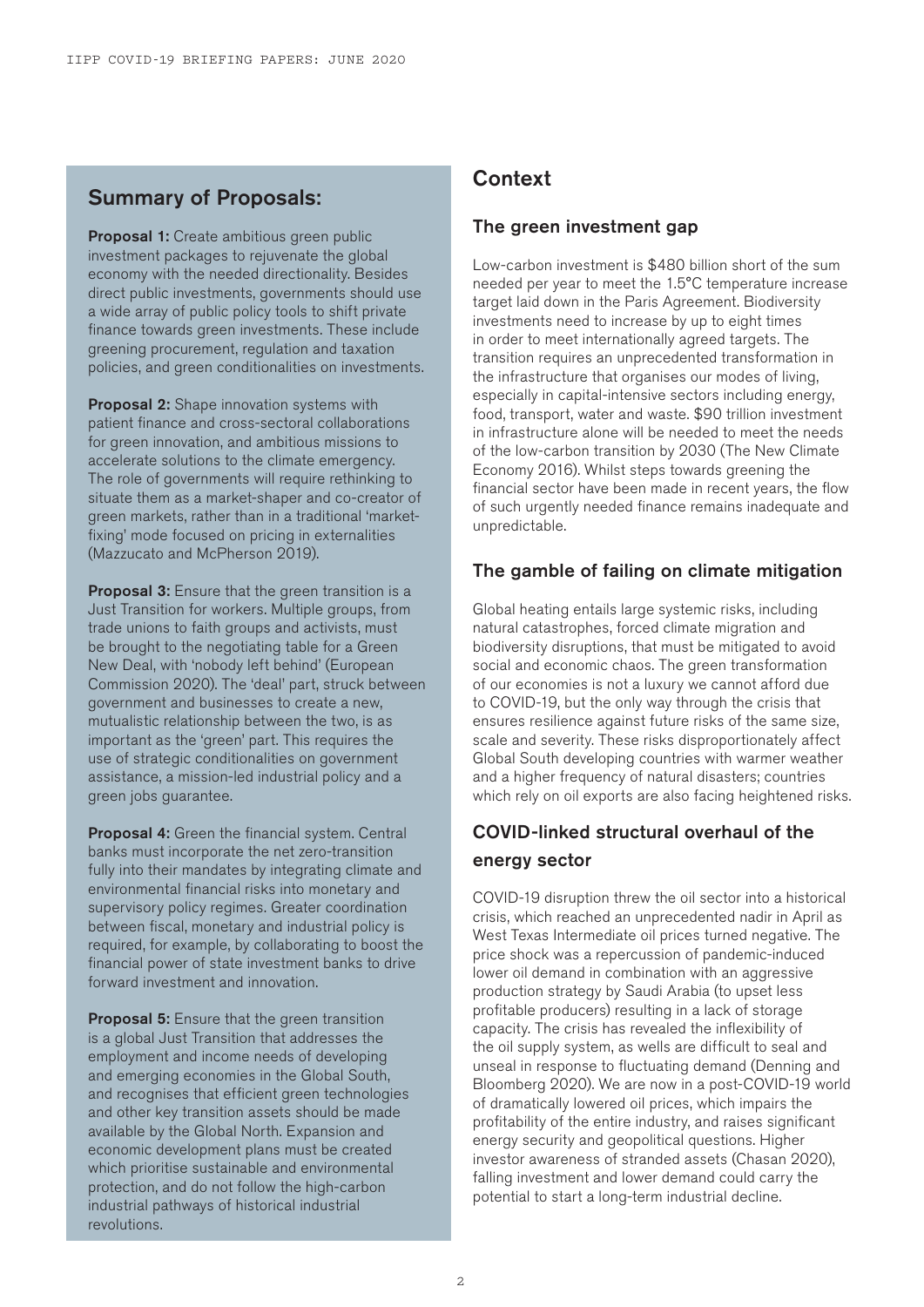## Summary of Proposals:

**Proposal 1:** Create ambitious green public investment packages to rejuvenate the global economy with the needed directionality. Besides direct public investments, governments should use a wide array of public policy tools to shift private finance towards green investments. These include greening procurement, regulation and taxation policies, and green conditionalities on investments.

**Proposal 2:** Shape innovation systems with patient finance and cross-sectoral collaborations for green innovation, and ambitious missions to accelerate solutions to the climate emergency. The role of governments will require rethinking to situate them as a market-shaper and co-creator of green markets, rather than in a traditional 'market-fixing' mode focused on pricing in externalities (Mazzucato and McPherson 2019).

**Proposal 3:** Ensure that the green transition is a Just Transition for workers. Multiple groups, from trade unions to faith groups and activists, must be brought to the negotiating table for a Green New Deal, with 'nobody left behind' (European Commission 2020). The 'deal' part, struck between government and businesses to create a new, mutualistic relationship between the two, is as important as the 'green' part. This requires the use of strategic conditionalities on government assistance, a mission-led industrial policy and a green jobs guarantee.

**Proposal 4:** Green the financial system. Central banks must incorporate the net zero-transition fully into their mandates by integrating climate and environmental financial risks into monetary and supervisory policy regimes. Greater coordination between fiscal, monetary and industrial policy is required, for example, by collaborating to boost the financial power of state investment banks to drive forward investment and innovation.

**Proposal 5:** Ensure that the green transition is a global Just Transition that addresses the employment and income needs of developing and emerging economies in the Global South, and recognises that efficient green technologies and other key transition assets should be made available by the Global North. Expansion and economic development plans must be created which prioritise sustainable and environmental protection, and do not follow the high-carbon industrial pathways of historical industrial revolutions.

## Context

### The green investment gap

Low-carbon investment is $480 billion short of the sum needed per year to meet the 1.5°C temperature increase target laid down in the Paris Agreement. Biodiversity investments need to increase by up to eight times in order to meet internationally agreed targets. The transition requires an unprecedented transformation in the infrastructure that organises our modes of living, especially in capital-intensive sectors including energy, food, transport, water and waste. $90 trillion investment in infrastructure alone will be needed to meet the needs of the low-carbon transition by 2030 (The New Climate Economy 2016). Whilst steps towards greening the financial sector have been made in recent years, the flow of such urgently needed finance remains inadequate and unpredictable.

### The gamble of failing on climate mitigation

Global heating entails large systemic risks, including natural catastrophes, forced climate migration and biodiversity disruptions, that must be mitigated to avoid social and economic chaos. The green transformation of our economies is not a luxury we cannot afford due to COVID-19, but the only way through the crisis that ensures resilience against future risks of the same size, scale and severity. These risks disproportionately affect Global South developing countries with warmer weather and a higher frequency of natural disasters; countries which rely on oil exports are also facing heightened risks.

### COVID-linked structural overhaul of the energy sector

COVID-19 disruption threw the oil sector into a historical crisis, which reached an unprecedented nadir in April as West Texas Intermediate oil prices turned negative. The price shock was a repercussion of pandemic-induced lower oil demand in combination with an aggressive production strategy by Saudi Arabia (to upset less profitable producers) resulting in a lack of storage capacity. The crisis has revealed the inflexibility of the oil supply system, as wells are difficult to seal and unseal in response to fluctuating demand (Denning and Bloomberg 2020). We are now in a post-COVID-19 world of dramatically lowered oil prices, which impairs the profitability of the entire industry, and raises significant energy security and geopolitical questions. Higher investor awareness of stranded assets (Chasan 2020), falling investment and lower demand could carry the potential to start a long-term industrial decline.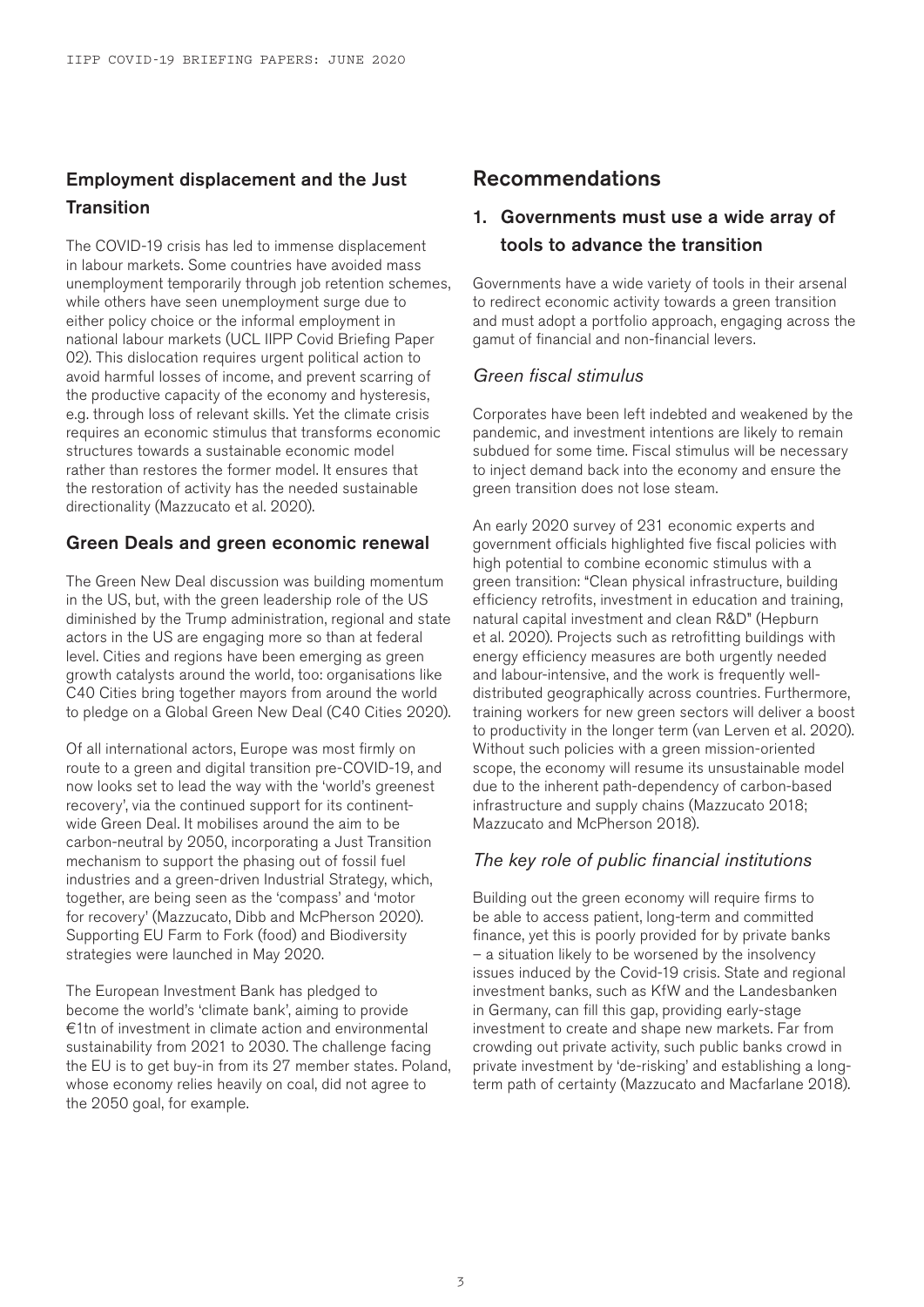## Employment displacement and the Just Transition

The COVID-19 crisis has led to immense displacement in labour markets. Some countries have avoided mass unemployment temporarily through job retention schemes, while others have seen unemployment surge due to either policy choice or the informal employment in national labour markets (UCL IIPP Covid Briefing Paper 02). This dislocation requires urgent political action to avoid harmful losses of income, and prevent scarring of the productive capacity of the economy and hysteresis, e.g. through loss of relevant skills. Yet the climate crisis requires an economic stimulus that transforms economic structures towards a sustainable economic model rather than restores the former model. It ensures that the restoration of activity has the needed sustainable directionality (Mazzucato et al. 2020).

## Green Deals and green economic renewal

The Green New Deal discussion was building momentum in the US, but, with the green leadership role of the US diminished by the Trump administration, regional and state actors in the US are engaging more so than at federal level. Cities and regions have been emerging as green growth catalysts around the world, too: organisations like C40 Cities bring together mayors from around the world to pledge on a Global Green New Deal (C40 Cities 2020).

Of all international actors, Europe was most firmly on route to a green and digital transition pre-COVID-19, and now looks set to lead the way with the 'world's greenest recovery', via the continued support for its continent-wide Green Deal. It mobilises around the aim to be carbon-neutral by 2050, incorporating a Just Transition mechanism to support the phasing out of fossil fuel industries and a green-driven Industrial Strategy, which, together, are being seen as the 'compass' and 'motor for recovery' (Mazzucato, Dibb and McPherson 2020). Supporting EU Farm to Fork (food) and Biodiversity strategies were launched in May 2020.

The European Investment Bank has pledged to become the world's 'climate bank', aiming to provide €1tn of investment in climate action and environmental sustainability from 2021 to 2030. The challenge facing the EU is to get buy-in from its 27 member states. Poland, whose economy relies heavily on coal, did not agree to the 2050 goal, for example.

# Recommendations

## 1. Governments must use a wide array of tools to advance the transition

Governments have a wide variety of tools in their arsenal to redirect economic activity towards a green transition and must adopt a portfolio approach, engaging across the gamut of financial and non-financial levers.

### *Green fiscal stimulus*

Corporates have been left indebted and weakened by the pandemic, and investment intentions are likely to remain subdued for some time. Fiscal stimulus will be necessary to inject demand back into the economy and ensure the green transition does not lose steam.

An early 2020 survey of 231 economic experts and government officials highlighted five fiscal policies with high potential to combine economic stimulus with a green transition: "Clean physical infrastructure, building efficiency retrofits, investment in education and training, natural capital investment and clean R&D" (Hepburn et al. 2020). Projects such as retrofitting buildings with energy efficiency measures are both urgently needed and labour-intensive, and the work is frequently well-distributed geographically across countries. Furthermore, training workers for new green sectors will deliver a boost to productivity in the longer term (van Lerven et al. 2020). Without such policies with a green mission-oriented scope, the economy will resume its unsustainable model due to the inherent path-dependency of carbon-based infrastructure and supply chains (Mazzucato 2018; Mazzucato and McPherson 2018).

### *The key role of public financial institutions*

Building out the green economy will require firms to be able to access patient, long-term and committed finance, yet this is poorly provided for by private banks – a situation likely to be worsened by the insolvency issues induced by the Covid-19 crisis. State and regional investment banks, such as KfW and the Landesbanken in Germany, can fill this gap, providing early-stage investment to create and shape new markets. Far from crowding out private activity, such public banks crowd in private investment by 'de-risking' and establishing a long-term path of certainty (Mazzucato and Macfarlane 2018).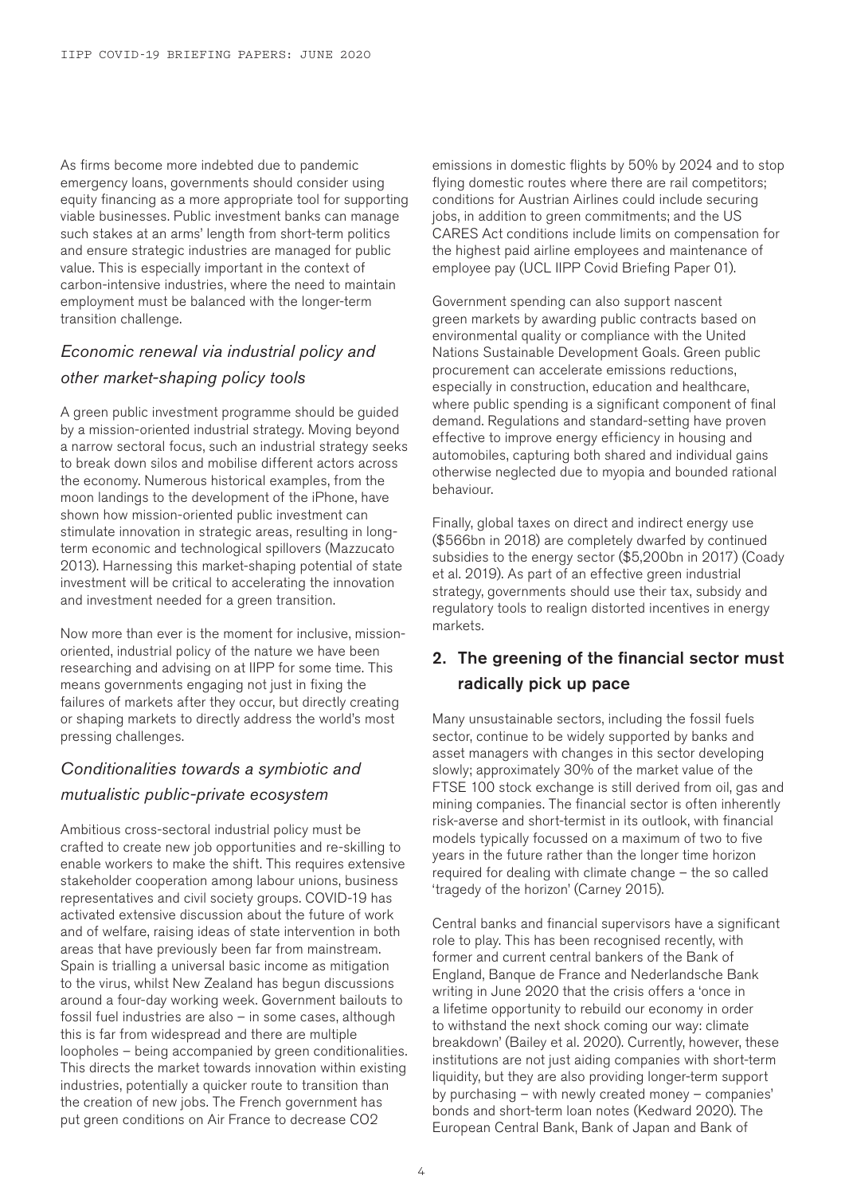As firms become more indebted due to pandemic emergency loans, governments should consider using equity financing as a more appropriate tool for supporting viable businesses. Public investment banks can manage such stakes at an arms' length from short-term politics and ensure strategic industries are managed for public value. This is especially important in the context of carbon-intensive industries, where the need to maintain employment must be balanced with the longer-term transition challenge.

### *Economic renewal via industrial policy and other market-shaping policy tools*

A green public investment programme should be guided by a mission-oriented industrial strategy. Moving beyond a narrow sectoral focus, such an industrial strategy seeks to break down silos and mobilise different actors across the economy. Numerous historical examples, from the moon landings to the development of the iPhone, have shown how mission-oriented public investment can stimulate innovation in strategic areas, resulting in long-term economic and technological spillovers (Mazzucato 2013). Harnessing this market-shaping potential of state investment will be critical to accelerating the innovation and investment needed for a green transition.

Now more than ever is the moment for inclusive, mission-oriented, industrial policy of the nature we have been researching and advising on at IIPP for some time. This means governments engaging not just in fixing the failures of markets after they occur, but directly creating or shaping markets to directly address the world's most pressing challenges.

### *Conditionalities towards a symbiotic and mutualistic public-private ecosystem*

Ambitious cross-sectoral industrial policy must be crafted to create new job opportunities and re-skilling to enable workers to make the shift. This requires extensive stakeholder cooperation among labour unions, business representatives and civil society groups. COVID-19 has activated extensive discussion about the future of work and of welfare, raising ideas of state intervention in both areas that have previously been far from mainstream. Spain is trialling a universal basic income as mitigation to the virus, whilst New Zealand has begun discussions around a four-day working week. Government bailouts to fossil fuel industries are also – in some cases, although this is far from widespread and there are multiple loopholes – being accompanied by green conditionalities. This directs the market towards innovation within existing industries, potentially a quicker route to transition than the creation of new jobs. The French government has put green conditions on Air France to decrease $CO_2$ emissions in domestic flights by 50% by 2024 and to stop flying domestic routes where there are rail competitors; conditions for Austrian Airlines could include securing jobs, in addition to green commitments; and the US CARES Act conditions include limits on compensation for the highest paid airline employees and maintenance of employee pay (UCL IIPP Covid Briefing Paper 01).

Government spending can also support nascent green markets by awarding public contracts based on environmental quality or compliance with the United Nations Sustainable Development Goals. Green public procurement can accelerate emissions reductions, especially in construction, education and healthcare, where public spending is a significant component of final demand. Regulations and standard-setting have proven effective to improve energy efficiency in housing and automobiles, capturing both shared and individual gains otherwise neglected due to myopia and bounded rational behaviour.

Finally, global taxes on direct and indirect energy use ($566bn in 2018) are completely dwarfed by continued subsidies to the energy sector ($5,200bn in 2017) (Coady et al. 2019). As part of an effective green industrial strategy, governments should use their tax, subsidy and regulatory tools to realign distorted incentives in energy markets.

## 2. The greening of the financial sector must radically pick up pace

Many unsustainable sectors, including the fossil fuels sector, continue to be widely supported by banks and asset managers with changes in this sector developing slowly; approximately 30% of the market value of the FTSE 100 stock exchange is still derived from oil, gas and mining companies. The financial sector is often inherently risk-averse and short-termist in its outlook, with financial models typically focussed on a maximum of two to five years in the future rather than the longer time horizon required for dealing with climate change – the so called 'tragedy of the horizon' (Carney 2015).

Central banks and financial supervisors have a significant role to play. This has been recognised recently, with former and current central bankers of the Bank of England, Banque de France and Nederlandsche Bank writing in June 2020 that the crisis offers a 'once in a lifetime opportunity to rebuild our economy in order to withstand the next shock coming our way: climate breakdown' (Bailey et al. 2020). Currently, however, these institutions are not just aiding companies with short-term liquidity, but they are also providing longer-term support by purchasing – with newly created money – companies' bonds and short-term loan notes (Kedward 2020). The European Central Bank, Bank of Japan and Bank of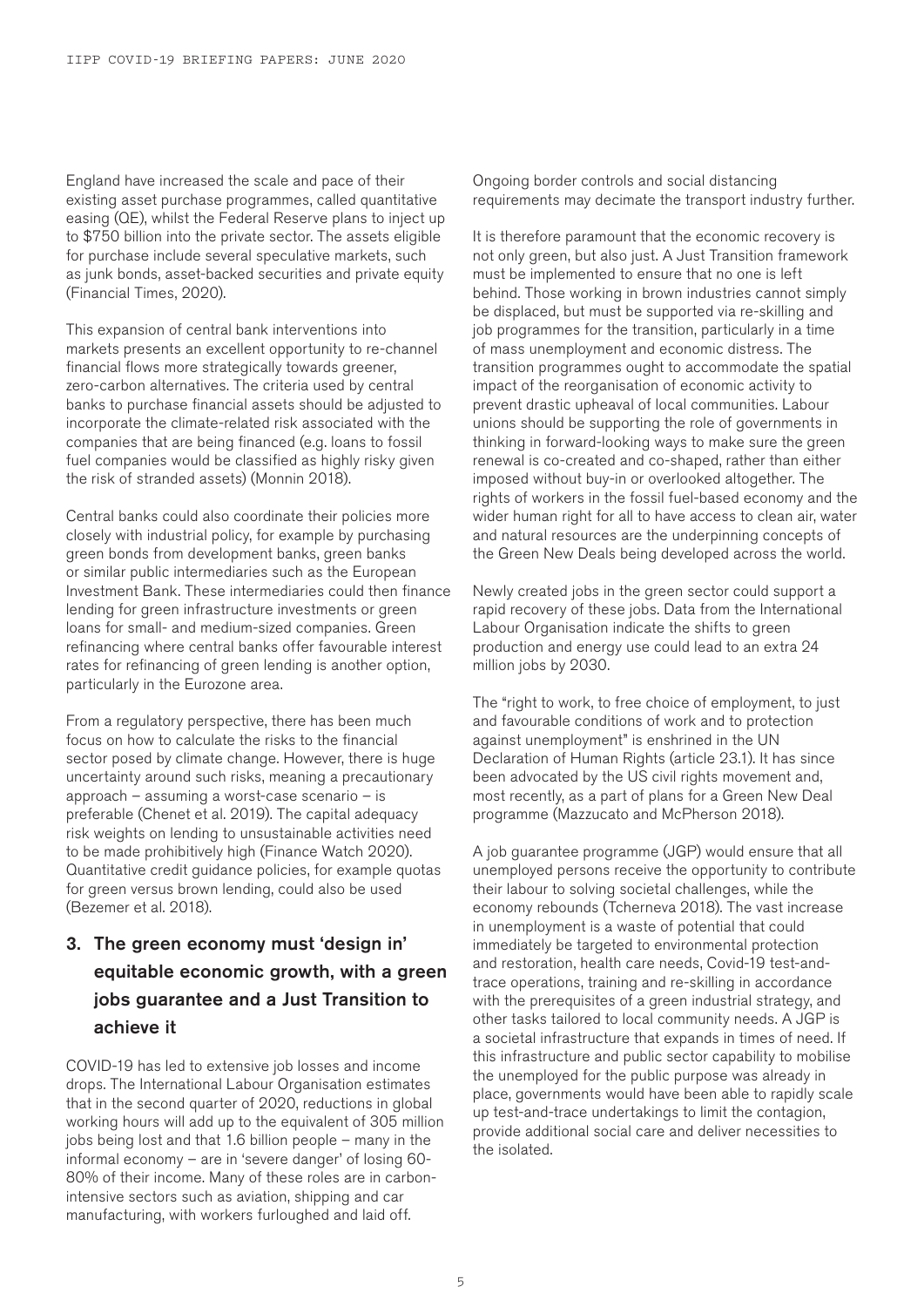England have increased the scale and pace of their existing asset purchase programmes, called quantitative easing (QE), whilst the Federal Reserve plans to inject up to $750 billion into the private sector. The assets eligible for purchase include several speculative markets, such as junk bonds, asset-backed securities and private equity (Financial Times, 2020).

This expansion of central bank interventions into markets presents an excellent opportunity to re-channel financial flows more strategically towards greener, zero-carbon alternatives. The criteria used by central banks to purchase financial assets should be adjusted to incorporate the climate-related risk associated with the companies that are being financed (e.g. loans to fossil fuel companies would be classified as highly risky given the risk of stranded assets) (Monnin 2018).

Central banks could also coordinate their policies more closely with industrial policy, for example by purchasing green bonds from development banks, green banks or similar public intermediaries such as the European Investment Bank. These intermediaries could then finance lending for green infrastructure investments or green loans for small- and medium-sized companies. Green refinancing where central banks offer favourable interest rates for refinancing of green lending is another option, particularly in the Eurozone area.

From a regulatory perspective, there has been much focus on how to calculate the risks to the financial sector posed by climate change. However, there is huge uncertainty around such risks, meaning a precautionary approach – assuming a worst-case scenario – is preferable (Chenet et al. 2019). The capital adequacy risk weights on lending to unsustainable activities need to be made prohibitively high (Finance Watch 2020). Quantitative credit guidance policies, for example quotas for green versus brown lending, could also be used (Bezemer et al. 2018).

## 3. The green economy must 'design in' equitable economic growth, with a green jobs guarantee and a Just Transition to achieve it

COVID-19 has led to extensive job losses and income drops. The International Labour Organisation estimates that in the second quarter of 2020, reductions in global working hours will add up to the equivalent of 305 million jobs being lost and that 1.6 billion people – many in the informal economy – are in 'severe danger' of losing 60-80% of their income. Many of these roles are in carbon-intensive sectors such as aviation, shipping and car manufacturing, with workers furloughed and laid off. Ongoing border controls and social distancing requirements may decimate the transport industry further.

It is therefore paramount that the economic recovery is not only green, but also just. A Just Transition framework must be implemented to ensure that no one is left behind. Those working in brown industries cannot simply be displaced, but must be supported via re-skilling and job programmes for the transition, particularly in a time of mass unemployment and economic distress. The transition programmes ought to accommodate the spatial impact of the reorganisation of economic activity to prevent drastic upheaval of local communities. Labour unions should be supporting the role of governments in thinking in forward-looking ways to make sure the green renewal is co-created and co-shaped, rather than either imposed without buy-in or overlooked altogether. The rights of workers in the fossil fuel-based economy and the wider human right for all to have access to clean air, water and natural resources are the underpinning concepts of the Green New Deals being developed across the world.

Newly created jobs in the green sector could support a rapid recovery of these jobs. Data from the International Labour Organisation indicate the shifts to green production and energy use could lead to an extra 24 million jobs by 2030.

The "right to work, to free choice of employment, to just and favourable conditions of work and to protection against unemployment" is enshrined in the UN Declaration of Human Rights (article 23.1). It has since been advocated by the US civil rights movement and, most recently, as a part of plans for a Green New Deal programme (Mazzucato and McPherson 2018).

A job guarantee programme (JGP) would ensure that all unemployed persons receive the opportunity to contribute their labour to solving societal challenges, while the economy rebounds (Tcherneva 2018). The vast increase in unemployment is a waste of potential that could immediately be targeted to environmental protection and restoration, health care needs, Covid-19 test-and-trace operations, training and re-skilling in accordance with the prerequisites of a green industrial strategy, and other tasks tailored to local community needs. A JGP is a societal infrastructure that expands in times of need. If this infrastructure and public sector capability to mobilise the unemployed for the public purpose was already in place, governments would have been able to rapidly scale up test-and-trace undertakings to limit the contagion, provide additional social care and deliver necessities to the isolated.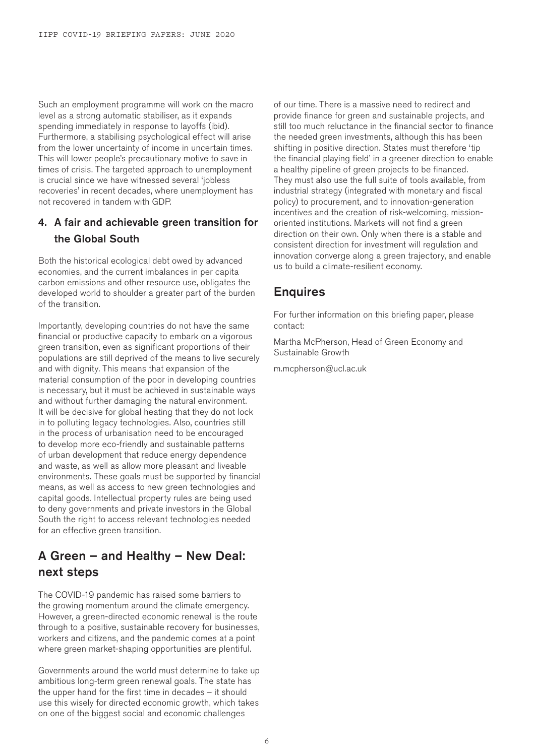Such an employment programme will work on the macro level as a strong automatic stabiliser, as it expands spending immediately in response to layoffs (ibid). Furthermore, a stabilising psychological effect will arise from the lower uncertainty of income in uncertain times. This will lower people's precautionary motive to save in times of crisis. The targeted approach to unemployment is crucial since we have witnessed several 'jobless recoveries' in recent decades, where unemployment has not recovered in tandem with GDP.

### 4. A fair and achievable green transition for the Global South

Both the historical ecological debt owed by advanced economies, and the current imbalances in per capita carbon emissions and other resource use, obligates the developed world to shoulder a greater part of the burden of the transition.

Importantly, developing countries do not have the same financial or productive capacity to embark on a vigorous green transition, even as significant proportions of their populations are still deprived of the means to live securely and with dignity. This means that expansion of the material consumption of the poor in developing countries is necessary, but it must be achieved in sustainable ways and without further damaging the natural environment. It will be decisive for global heating that they do not lock in to polluting legacy technologies. Also, countries still in the process of urbanisation need to be encouraged to develop more eco-friendly and sustainable patterns of urban development that reduce energy dependence and waste, as well as allow more pleasant and liveable environments. These goals must be supported by financial means, as well as access to new green technologies and capital goods. Intellectual property rules are being used to deny governments and private investors in the Global South the right to access relevant technologies needed for an effective green transition.

## A Green – and Healthy – New Deal: next steps

The COVID-19 pandemic has raised some barriers to the growing momentum around the climate emergency. However, a green-directed economic renewal is the route through to a positive, sustainable recovery for businesses, workers and citizens, and the pandemic comes at a point where green market-shaping opportunities are plentiful.

Governments around the world must determine to take up ambitious long-term green renewal goals. The state has the upper hand for the first time in decades – it should use this wisely for directed economic growth, which takes on one of the biggest social and economic challenges of our time. There is a massive need to redirect and provide finance for green and sustainable projects, and still too much reluctance in the financial sector to finance the needed green investments, although this has been shifting in positive direction. States must therefore 'tip the financial playing field' in a greener direction to enable a healthy pipeline of green projects to be financed. They must also use the full suite of tools available, from industrial strategy (integrated with monetary and fiscal policy) to procurement, and to innovation-generation incentives and the creation of risk-welcoming, mission-oriented institutions. Markets will not find a green direction on their own. Only when there is a stable and consistent direction for investment will regulation and innovation converge along a green trajectory, and enable us to build a climate-resilient economy.

## Enquires

For further information on this briefing paper, please contact:

Martha McPherson, Head of Green Economy and Sustainable Growth

m.mcpherson@ucl.ac.uk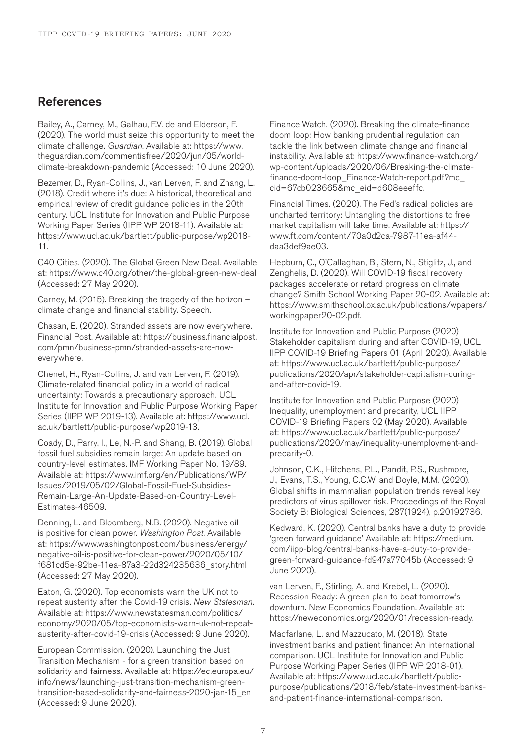## References

Bailey, A., Carney, M., Galhau, F.V. de and Elderson, F. (2020). The world must seize this opportunity to meet the climate challenge. *Guardian*. Available at: https://www.theguardian.com/commentisfree/2020/jun/05/world-climate-breakdown-pandemic (Accessed: 10 June 2020).

Bezemer, D., Ryan-Collins, J., van Lerven, F. and Zhang, L. (2018). Credit where it's due: A historical, theoretical and empirical review of credit guidance policies in the 20th century. UCL Institute for Innovation and Public Purpose Working Paper Series (IIPP WP 2018-11). Available at: https://www.ucl.ac.uk/bartlett/public-purpose/wp2018-11.

C40 Cities. (2020). The Global Green New Deal. Available at: https://www.c40.org/other/the-global-green-new-deal (Accessed: 27 May 2020).

Carney, M. (2015). Breaking the tragedy of the horizon – climate change and financial stability. Speech.

Chasan, E. (2020). Stranded assets are now everywhere. Financial Post. Available at: https://business.financialpost.com/pmn/business-pmn/stranded-assets-are-now-everywhere.

Chenet, H., Ryan-Collins, J. and van Lerven, F. (2019). Climate-related financial policy in a world of radical uncertainty: Towards a precautionary approach. UCL Institute for Innovation and Public Purpose Working Paper Series (IIPP WP 2019-13). Available at: https://www.ucl.ac.uk/bartlett/public-purpose/wp2019-13.

Coady, D., Parry, I., Le, N.-P. and Shang, B. (2019). Global fossil fuel subsidies remain large: An update based on country-level estimates. IMF Working Paper No. 19/89. Available at: https://www.imf.org/en/Publications/WP/Issues/2019/05/02/Global-Fossil-Fuel-Subsidies-Remain-Large-An-Update-Based-on-Country-Level-Estimates-46509.

Denning, L. and Bloomberg, N.B. (2020). Negative oil is positive for clean power. *Washington Post*. Available at: https://www.washingtonpost.com/business/energy/negative-oil-is-positive-for-clean-power/2020/05/10/f681cd5e-92be-11ea-87a3-22d324235636_story.html (Accessed: 27 May 2020).

Eaton, G. (2020). Top economists warn the UK not to repeat austerity after the Covid-19 crisis. *New Statesman*. Available at: https://www.newstatesman.com/politics/economy/2020/05/top-economists-warn-uk-not-repeat-austerity-after-covid-19-crisis (Accessed: 9 June 2020).

European Commission. (2020). Launching the Just Transition Mechanism - for a green transition based on solidarity and fairness. Available at: https://ec.europa.eu/info/news/launching-just-transition-mechanism-green-transition-based-solidarity-and-fairness-2020-jan-15_en (Accessed: 9 June 2020).

Finance Watch. (2020). Breaking the climate-finance doom loop: How banking prudential regulation can tackle the link between climate change and financial instability. Available at: https://www.finance-watch.org/wp-content/uploads/2020/06/Breaking-the-climate-finance-doom-loop_Finance-Watch-report.pdf?mc_cid=67cb023665&mc_eid=d608eeeffc.

Financial Times. (2020). The Fed's radical policies are uncharted territory: Untangling the distortions to free market capitalism will take time. Available at: https://www.ft.com/content/70a0d2ca-7987-11ea-af44-daa3def9ae03.

Hepburn, C., O'Callaghan, B., Stern, N., Stiglitz, J., and Zenghelis, D. (2020). Will COVID-19 fiscal recovery packages accelerate or retard progress on climate change? Smith School Working Paper 20-02. Available at: https://www.smithschool.ox.ac.uk/publications/wpapers/workingpaper20-02.pdf.

Institute for Innovation and Public Purpose (2020) Stakeholder capitalism during and after COVID-19, UCL IIPP COVID-19 Briefing Papers 01 (April 2020). Available at: https://www.ucl.ac.uk/bartlett/public-purpose/publications/2020/apr/stakeholder-capitalism-during-and-after-covid-19.

Institute for Innovation and Public Purpose (2020) Inequality, unemployment and precarity, UCL IIPP COVID-19 Briefing Papers 02 (May 2020). Available at: https://www.ucl.ac.uk/bartlett/public-purpose/publications/2020/may/inequality-unemployment-and-precarity-0.

Johnson, C.K., Hitchens, P.L., Pandit, P.S., Rushmore, J., Evans, T.S., Young, C.C.W. and Doyle, M.M. (2020). Global shifts in mammalian population trends reveal key predictors of virus spillover risk. Proceedings of the Royal Society B: Biological Sciences, 287(1924), p.20192736.

Kedward, K. (2020). Central banks have a duty to provide 'green forward guidance' Available at: https://medium.com/iipp-blog/central-banks-have-a-duty-to-provide-green-forward-guidance-fd947a77045b (Accessed: 9 June 2020).

van Lerven, F., Stirling, A. and Krebel, L. (2020). Recession Ready: A green plan to beat tomorrow's downturn. New Economics Foundation. Available at: https://neweconomics.org/2020/01/recession-ready.

Macfarlane, L. and Mazzucato, M. (2018). State investment banks and patient finance: An international comparison. UCL Institute for Innovation and Public Purpose Working Paper Series (IIPP WP 2018-01). Available at: https://www.ucl.ac.uk/bartlett/public-purpose/publications/2018/feb/state-investment-banks-and-patient-finance-international-comparison.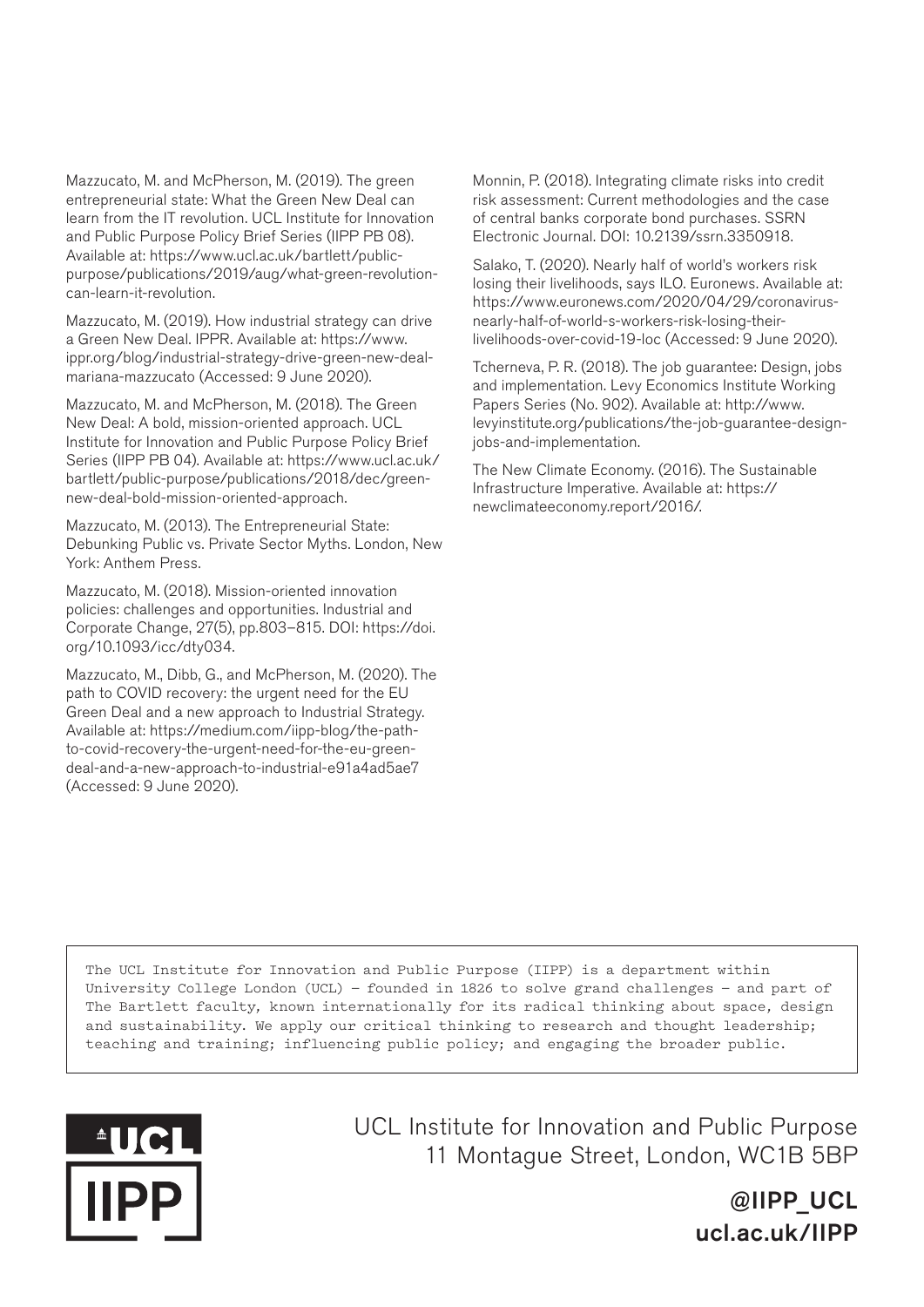Mazzucato, M. and McPherson, M. (2019). The green entrepreneurial state: What the Green New Deal can learn from the IT revolution. UCL Institute for Innovation and Public Purpose Policy Brief Series (IIPP PB 08). Available at: https://www.ucl.ac.uk/bartlett/public-purpose/publications/2019/aug/what-green-revolution-can-learn-it-revolution.

Mazzucato, M. (2019). How industrial strategy can drive a Green New Deal. IPPR. Available at: https://www.ippr.org/blog/industrial-strategy-drive-green-new-deal-mariana-mazzucato (Accessed: 9 June 2020).

Mazzucato, M. and McPherson, M. (2018). The Green New Deal: A bold, mission-oriented approach. UCL Institute for Innovation and Public Purpose Policy Brief Series (IIPP PB 04). Available at: https://www.ucl.ac.uk/bartlett/public-purpose/publications/2018/dec/green-new-deal-bold-mission-oriented-approach.

Mazzucato, M. (2013). The Entrepreneurial State: Debunking Public vs. Private Sector Myths. London, New York: Anthem Press.

Mazzucato, M. (2018). Mission-oriented innovation policies: challenges and opportunities. Industrial and Corporate Change, 27(5), pp.803–815. DOI: https://doi.org/10.1093/icc/dty034.

Mazzucato, M., Dibb, G., and McPherson, M. (2020). The path to COVID recovery: the urgent need for the EU Green Deal and a new approach to Industrial Strategy. Available at: https://medium.com/iipp-blog/the-path-to-covid-recovery-the-urgent-need-for-the-eu-green-deal-and-a-new-approach-to-industrial-e91a4ad5ae7 (Accessed: 9 June 2020).

Monnin, P. (2018). Integrating climate risks into credit risk assessment: Current methodologies and the case of central banks corporate bond purchases. SSRN Electronic Journal. DOI: 10.2139/ssrn.3350918.

Salako, T. (2020). Nearly half of world's workers risk losing their livelihoods, says ILO. Euronews. Available at: https://www.euronews.com/2020/04/29/coronavirus-nearly-half-of-world-s-workers-risk-losing-their-livelihoods-over-covid-19-loc (Accessed: 9 June 2020).

Tcherneva, P. R. (2018). The job guarantee: Design, jobs and implementation. Levy Economics Institute Working Papers Series (No. 902). Available at: http://www.levyinstitute.org/publications/the-job-guarantee-design-jobs-and-implementation.

The New Climate Economy. (2016). The Sustainable Infrastructure Imperative. Available at: https://newclimateeconomy.report/2016/.

The UCL Institute for Innovation and Public Purpose (IIPP) is a department within University College London (UCL) – founded in 1826 to solve grand challenges – and part of The Bartlett faculty, known internationally for its radical thinking about space, design and sustainability. We apply our critical thinking to research and thought leadership; teaching and training; influencing public policy; and engaging the broader public.

UCL IIPP

UCL Institute for Innovation and Public Purpose
11 Montague Street, London, WC1B 5BP

**@IIPP_UCL**
**ucl.ac.uk/IIPP**